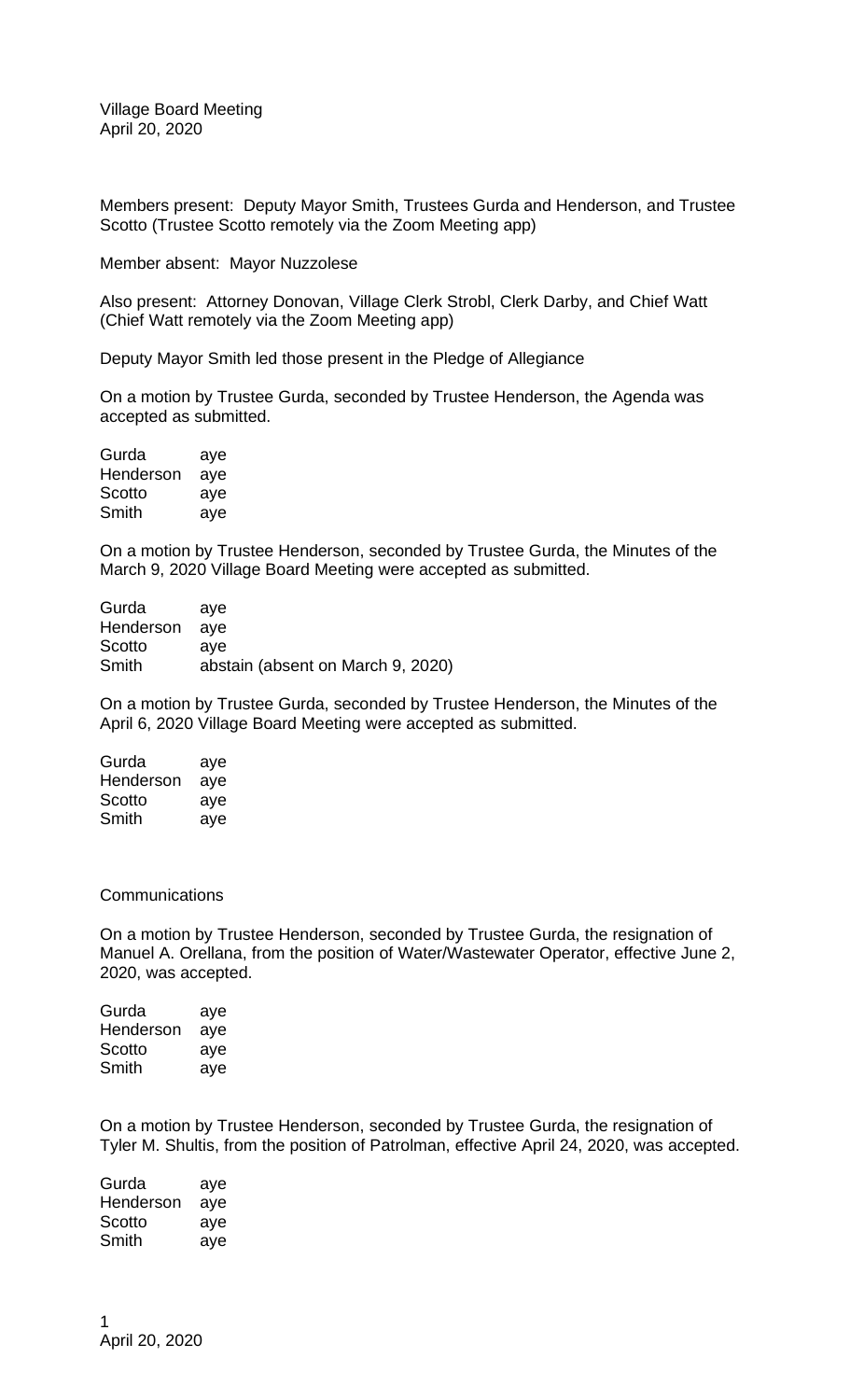Village Board Meeting
April 20, 2020

Members present: Deputy Mayor Smith, Trustees Gurda and Henderson, and Trustee Scotto (Trustee Scotto remotely via the Zoom Meeting app)

Member absent: Mayor Nuzzolese

Also present: Attorney Donovan, Village Clerk Strobl, Clerk Darby, and Chief Watt (Chief Watt remotely via the Zoom Meeting app)

Deputy Mayor Smith led those present in the Pledge of Allegiance

On a motion by Trustee Gurda, seconded by Trustee Henderson, the Agenda was accepted as submitted.

| | |
|---|---|
| Gurda | aye |
| Henderson | aye |
| Scotto | aye |
| Smith | aye |

On a motion by Trustee Henderson, seconded by Trustee Gurda, the Minutes of the March 9, 2020 Village Board Meeting were accepted as submitted.

| | |
|---|---|
| Gurda | aye |
| Henderson | aye |
| Scotto | aye |
| Smith | abstain (absent on March 9, 2020) |

On a motion by Trustee Gurda, seconded by Trustee Henderson, the Minutes of the April 6, 2020 Village Board Meeting were accepted as submitted.

| | |
|---|---|
| Gurda | aye |
| Henderson | aye |
| Scotto | aye |
| Smith | aye |

Communications

On a motion by Trustee Henderson, seconded by Trustee Gurda, the resignation of Manuel A. Orellana, from the position of Water/Wastewater Operator, effective June 2, 2020, was accepted.

| | |
|---|---|
| Gurda | aye |
| Henderson | aye |
| Scotto | aye |
| Smith | aye |

On a motion by Trustee Henderson, seconded by Trustee Gurda, the resignation of Tyler M. Shultis, from the position of Patrolman, effective April 24, 2020, was accepted.

| | |
|---|---|
| Gurda | aye |
| Henderson | aye |
| Scotto | aye |
| Smith | aye |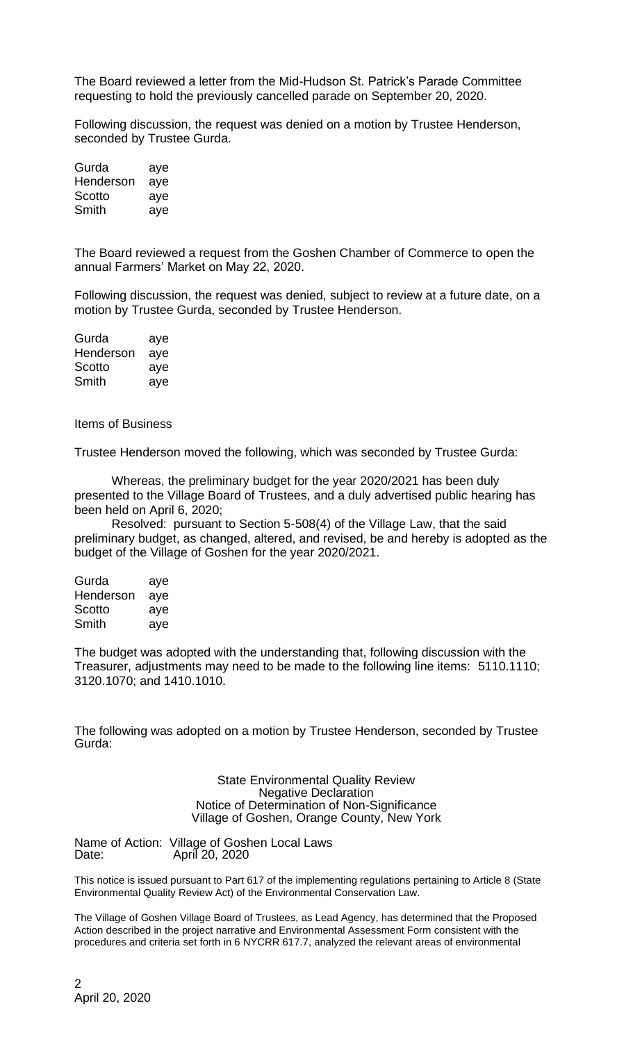The Board reviewed a letter from the Mid-Hudson St. Patrick's Parade Committee requesting to hold the previously cancelled parade on September 20, 2020.

Following discussion, the request was denied on a motion by Trustee Henderson, seconded by Trustee Gurda.

| | |
|---|---|
| Gurda | aye |
| Henderson | aye |
| Scotto | aye |
| Smith | aye |

The Board reviewed a request from the Goshen Chamber of Commerce to open the annual Farmers' Market on May 22, 2020.

Following discussion, the request was denied, subject to review at a future date, on a motion by Trustee Gurda, seconded by Trustee Henderson.

| | |
|---|---|
| Gurda | aye |
| Henderson | aye |
| Scotto | aye |
| Smith | aye |

Items of Business

Trustee Henderson moved the following, which was seconded by Trustee Gurda:

Whereas, the preliminary budget for the year 2020/2021 has been duly presented to the Village Board of Trustees, and a duly advertised public hearing has been held on April 6, 2020;

Resolved: pursuant to Section 5-508(4) of the Village Law, that the said preliminary budget, as changed, altered, and revised, be and hereby is adopted as the budget of the Village of Goshen for the year 2020/2021.

| | |
|---|---|
| Gurda | aye |
| Henderson | aye |
| Scotto | aye |
| Smith | aye |

The budget was adopted with the understanding that, following discussion with the Treasurer, adjustments may need to be made to the following line items: 5110.1110; 3120.1070; and 1410.1010.

The following was adopted on a motion by Trustee Henderson, seconded by Trustee Gurda:

State Environmental Quality Review
Negative Declaration
Notice of Determination of Non-Significance
Village of Goshen, Orange County, New York

Name of Action: Village of Goshen Local Laws
Date: April 20, 2020

This notice is issued pursuant to Part 617 of the implementing regulations pertaining to Article 8 (State Environmental Quality Review Act) of the Environmental Conservation Law.

The Village of Goshen Village Board of Trustees, as Lead Agency, has determined that the Proposed Action described in the project narrative and Environmental Assessment Form consistent with the procedures and criteria set forth in 6 NYCRR 617.7, analyzed the relevant areas of environmental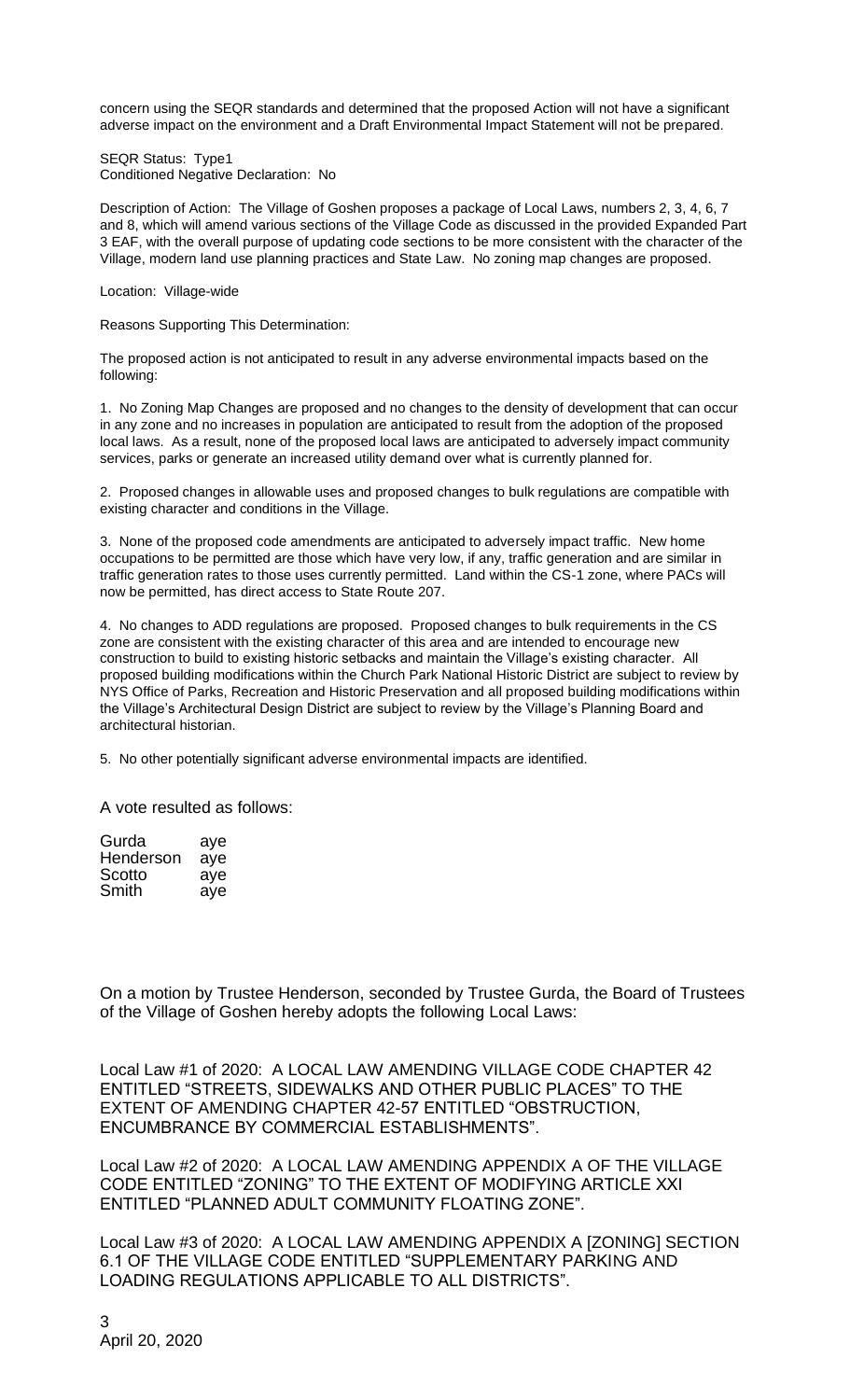concern using the SEQR standards and determined that the proposed Action will not have a significant adverse impact on the environment and a Draft Environmental Impact Statement will not be prepared.

SEQR Status: Type1
Conditioned Negative Declaration: No

Description of Action: The Village of Goshen proposes a package of Local Laws, numbers 2, 3, 4, 6, 7 and 8, which will amend various sections of the Village Code as discussed in the provided Expanded Part 3 EAF, with the overall purpose of updating code sections to be more consistent with the character of the Village, modern land use planning practices and State Law. No zoning map changes are proposed.

Location: Village-wide

Reasons Supporting This Determination:

The proposed action is not anticipated to result in any adverse environmental impacts based on the following:

1. No Zoning Map Changes are proposed and no changes to the density of development that can occur in any zone and no increases in population are anticipated to result from the adoption of the proposed local laws. As a result, none of the proposed local laws are anticipated to adversely impact community services, parks or generate an increased utility demand over what is currently planned for.

2. Proposed changes in allowable uses and proposed changes to bulk regulations are compatible with existing character and conditions in the Village.

3. None of the proposed code amendments are anticipated to adversely impact traffic. New home occupations to be permitted are those which have very low, if any, traffic generation and are similar in traffic generation rates to those uses currently permitted. Land within the CS-1 zone, where PACs will now be permitted, has direct access to State Route 207.

4. No changes to ADD regulations are proposed. Proposed changes to bulk requirements in the CS zone are consistent with the existing character of this area and are intended to encourage new construction to build to existing historic setbacks and maintain the Village's existing character. All proposed building modifications within the Church Park National Historic District are subject to review by NYS Office of Parks, Recreation and Historic Preservation and all proposed building modifications within the Village's Architectural Design District are subject to review by the Village's Planning Board and architectural historian.

5. No other potentially significant adverse environmental impacts are identified.

A vote resulted as follows:

Gurda aye
Henderson aye
Scotto aye
Smith aye

On a motion by Trustee Henderson, seconded by Trustee Gurda, the Board of Trustees of the Village of Goshen hereby adopts the following Local Laws:

Local Law #1 of 2020: A LOCAL LAW AMENDING VILLAGE CODE CHAPTER 42 ENTITLED "STREETS, SIDEWALKS AND OTHER PUBLIC PLACES" TO THE EXTENT OF AMENDING CHAPTER 42-57 ENTITLED "OBSTRUCTION, ENCUMBRANCE BY COMMERCIAL ESTABLISHMENTS".

Local Law #2 of 2020: A LOCAL LAW AMENDING APPENDIX A OF THE VILLAGE CODE ENTITLED "ZONING" TO THE EXTENT OF MODIFYING ARTICLE XXI ENTITLED "PLANNED ADULT COMMUNITY FLOATING ZONE".

Local Law #3 of 2020: A LOCAL LAW AMENDING APPENDIX A [ZONING] SECTION 6.1 OF THE VILLAGE CODE ENTITLED "SUPPLEMENTARY PARKING AND LOADING REGULATIONS APPLICABLE TO ALL DISTRICTS".

April 20, 2020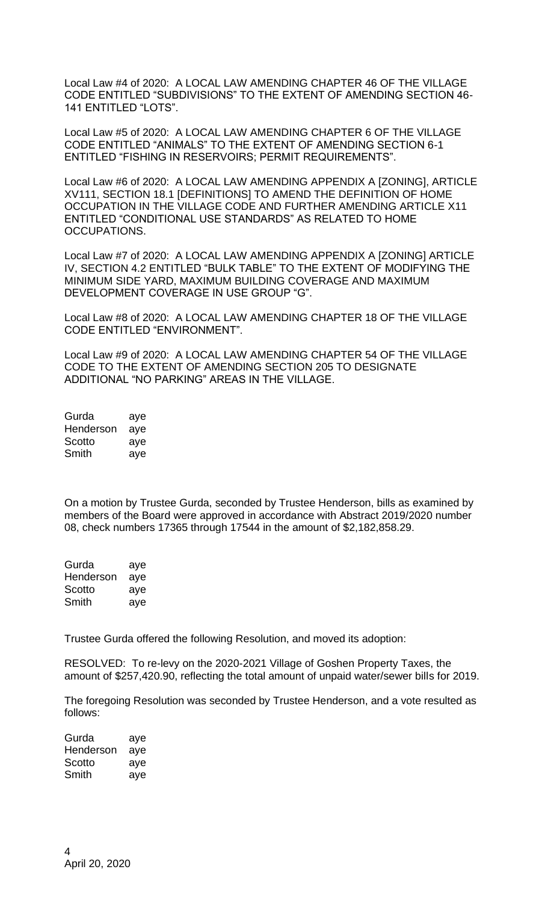Local Law #4 of 2020: A LOCAL LAW AMENDING CHAPTER 46 OF THE VILLAGE CODE ENTITLED "SUBDIVISIONS" TO THE EXTENT OF AMENDING SECTION 46-141 ENTITLED "LOTS".

Local Law #5 of 2020: A LOCAL LAW AMENDING CHAPTER 6 OF THE VILLAGE CODE ENTITLED "ANIMALS" TO THE EXTENT OF AMENDING SECTION 6-1 ENTITLED "FISHING IN RESERVOIRS; PERMIT REQUIREMENTS".

Local Law #6 of 2020: A LOCAL LAW AMENDING APPENDIX A [ZONING], ARTICLE XV111, SECTION 18.1 [DEFINITIONS] TO AMEND THE DEFINITION OF HOME OCCUPATION IN THE VILLAGE CODE AND FURTHER AMENDING ARTICLE X11 ENTITLED "CONDITIONAL USE STANDARDS" AS RELATED TO HOME OCCUPATIONS.

Local Law #7 of 2020: A LOCAL LAW AMENDING APPENDIX A [ZONING] ARTICLE IV, SECTION 4.2 ENTITLED "BULK TABLE" TO THE EXTENT OF MODIFYING THE MINIMUM SIDE YARD, MAXIMUM BUILDING COVERAGE AND MAXIMUM DEVELOPMENT COVERAGE IN USE GROUP "G".

Local Law #8 of 2020: A LOCAL LAW AMENDING CHAPTER 18 OF THE VILLAGE CODE ENTITLED "ENVIRONMENT".

Local Law #9 of 2020: A LOCAL LAW AMENDING CHAPTER 54 OF THE VILLAGE CODE TO THE EXTENT OF AMENDING SECTION 205 TO DESIGNATE ADDITIONAL "NO PARKING" AREAS IN THE VILLAGE.

Gurda aye
Henderson aye
Scotto aye
Smith aye

On a motion by Trustee Gurda, seconded by Trustee Henderson, bills as examined by members of the Board were approved in accordance with Abstract 2019/2020 number 08, check numbers 17365 through 17544 in the amount of $2,182,858.29.

Gurda aye
Henderson aye
Scotto aye
Smith aye

Trustee Gurda offered the following Resolution, and moved its adoption:

RESOLVED: To re-levy on the 2020-2021 Village of Goshen Property Taxes, the amount of $257,420.90, reflecting the total amount of unpaid water/sewer bills for 2019.

The foregoing Resolution was seconded by Trustee Henderson, and a vote resulted as follows:

Gurda aye
Henderson aye
Scotto aye
Smith aye

April 20, 2020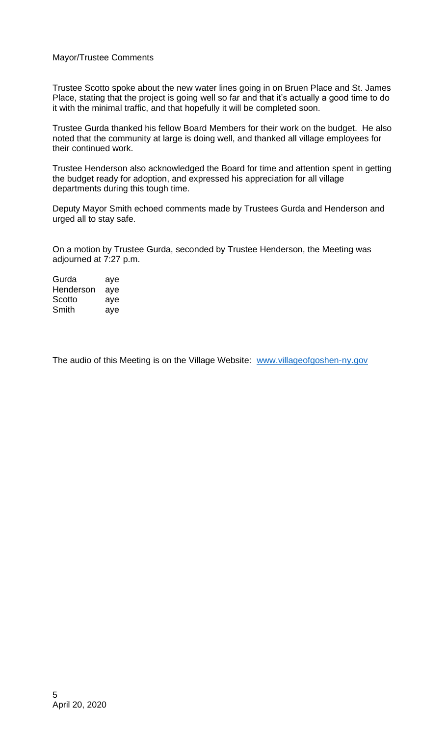Mayor/Trustee Comments

Trustee Scotto spoke about the new water lines going in on Bruen Place and St. James Place, stating that the project is going well so far and that it's actually a good time to do it with the minimal traffic, and that hopefully it will be completed soon.

Trustee Gurda thanked his fellow Board Members for their work on the budget. He also noted that the community at large is doing well, and thanked all village employees for their continued work.

Trustee Henderson also acknowledged the Board for time and attention spent in getting the budget ready for adoption, and expressed his appreciation for all village departments during this tough time.

Deputy Mayor Smith echoed comments made by Trustees Gurda and Henderson and urged all to stay safe.

On a motion by Trustee Gurda, seconded by Trustee Henderson, the Meeting was adjourned at 7:27 p.m.

| | |
|---|---|
| Gurda | aye |
| Henderson | aye |
| Scotto | aye |
| Smith | aye |

The audio of this Meeting is on the Village Website: [www.villageofgoshen-ny.gov](www.villageofgoshen-ny.gov)

April 20, 2020